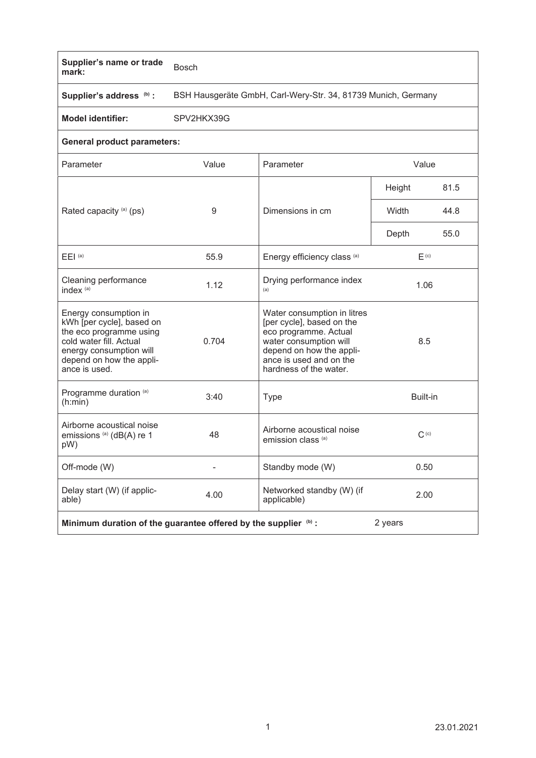| Supplier's name or trade mark: | Bosch | | | |
|---|---|---|---|---|
| Supplier's address [(b)]: | BSH Hausgeräte GmbH, Carl-Wery-Str. 34, 81739 Munich, Germany | | | |
| Model identifier: | SPV2HKX39G | | | |
| **General product parameters:** | | | | |
| Parameter | Value | Parameter | Value | |
| Rated capacity [(a)] (ps) | 9 | Dimensions in cm | Height | 81.5 |
| | | | Width | 44.8 |
| | | | Depth | 55.0 |
| EEI [(a)] | 55.9 | Energy efficiency class [(a)] | E [(c)] | |
| Cleaning performance index [(a)] | 1.12 | Drying performance index [(a)] | 1.06 | |
| Energy consumption in kWh [per cycle], based on the eco programme using cold water fill. Actual energy consumption will depend on how the appliance is used. | 0.704 | Water consumption in litres [per cycle], based on the eco programme. Actual water consumption will depend on how the appliance is used and on the hardness of the water. | 8.5 | |
| Programme duration [(a)] (h:min) | 3:40 | Type | Built-in | |
| Airborne acoustical noise emissions [(a)] (dB(A) re 1 pW) | 48 | Airborne acoustical noise emission class [(a)] | C [(c)] | |
| Off-mode (W) | - | Standby mode (W) | 0.50 | |
| Delay start (W) (if applicable) | 4.00 | Networked standby (W) (if applicable) | 2.00 | |
| **Minimum duration of the guarantee offered by the supplier [(b)]:** | | | 2 years | |

23.01.2021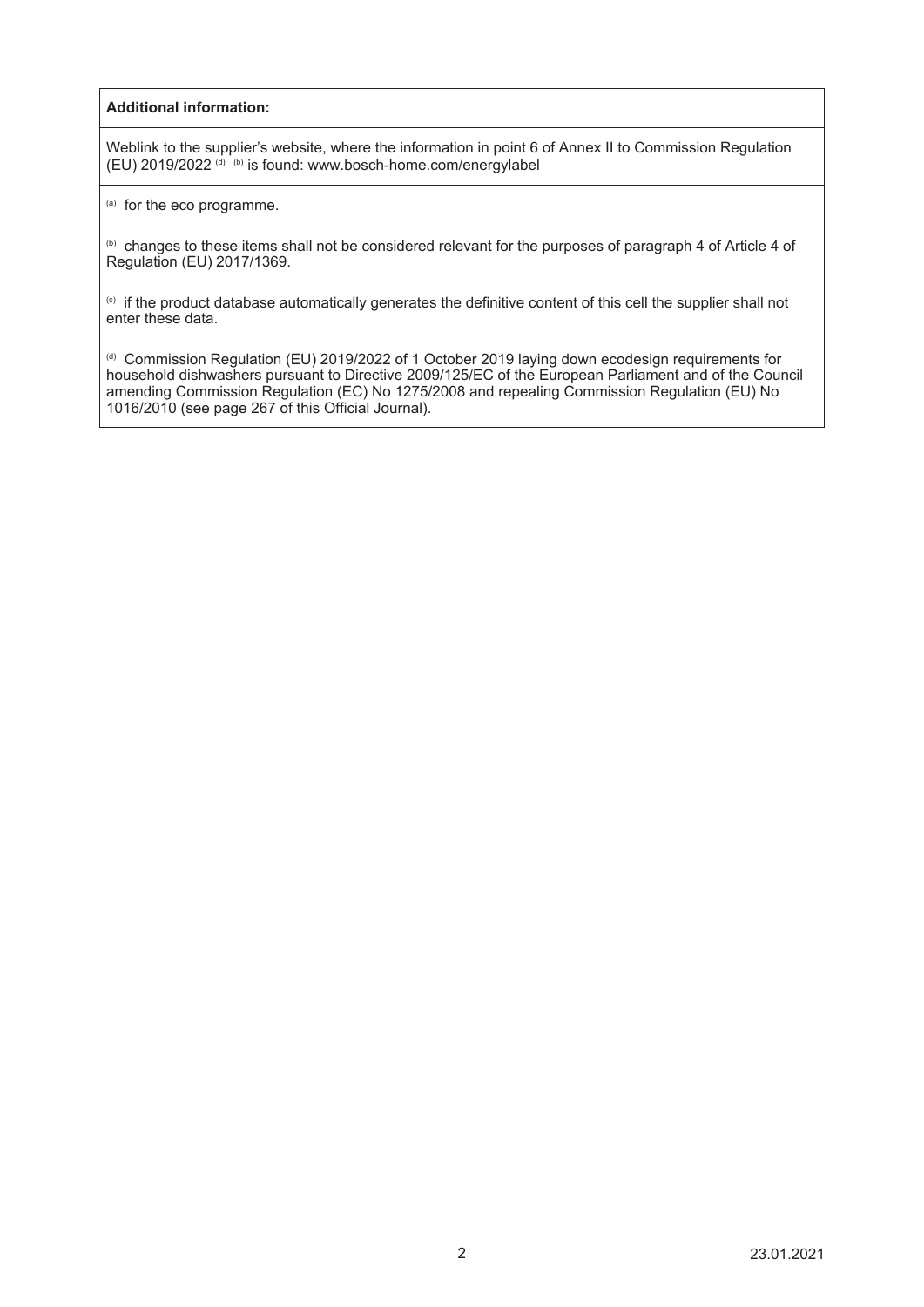**Additional information:**

Weblink to the supplier's website, where the information in point 6 of Annex II to Commission Regulation (EU) 2019/2022 [d] [b] is found: www.bosch-home.com/energylabel

[a] for the eco programme.

[b] changes to these items shall not be considered relevant for the purposes of paragraph 4 of Article 4 of Regulation (EU) 2017/1369.

[c] if the product database automatically generates the definitive content of this cell the supplier shall not enter these data.

[d] Commission Regulation (EU) 2019/2022 of 1 October 2019 laying down ecodesign requirements for household dishwashers pursuant to Directive 2009/125/EC of the European Parliament and of the Council amending Commission Regulation (EC) No 1275/2008 and repealing Commission Regulation (EU) No 1016/2010 (see page 267 of this Official Journal).

23.01.2021